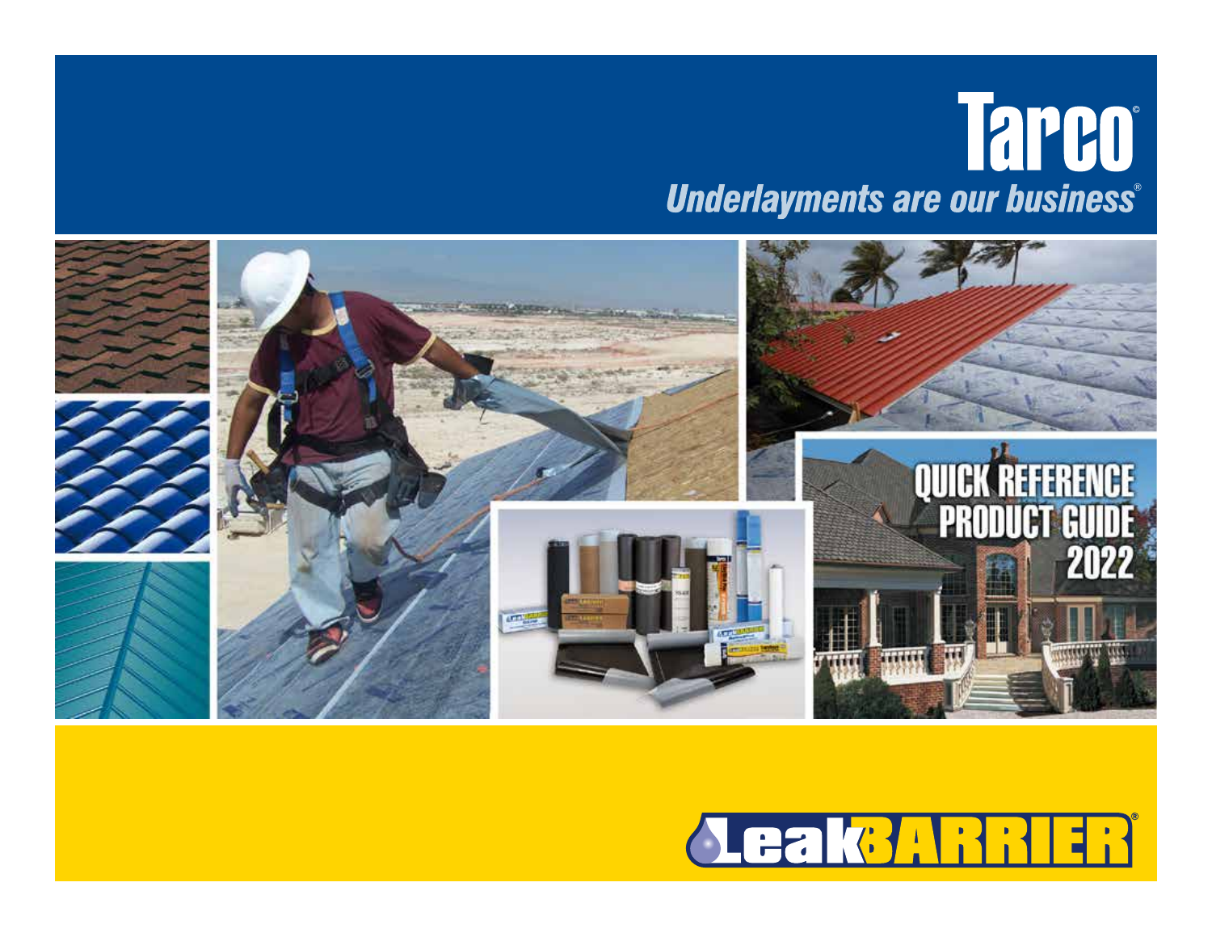# Tarco©

*Underlayments are our business®*

## QUICK REFERENCE PRODUCT GUIDE 2022

LeakBARRIER®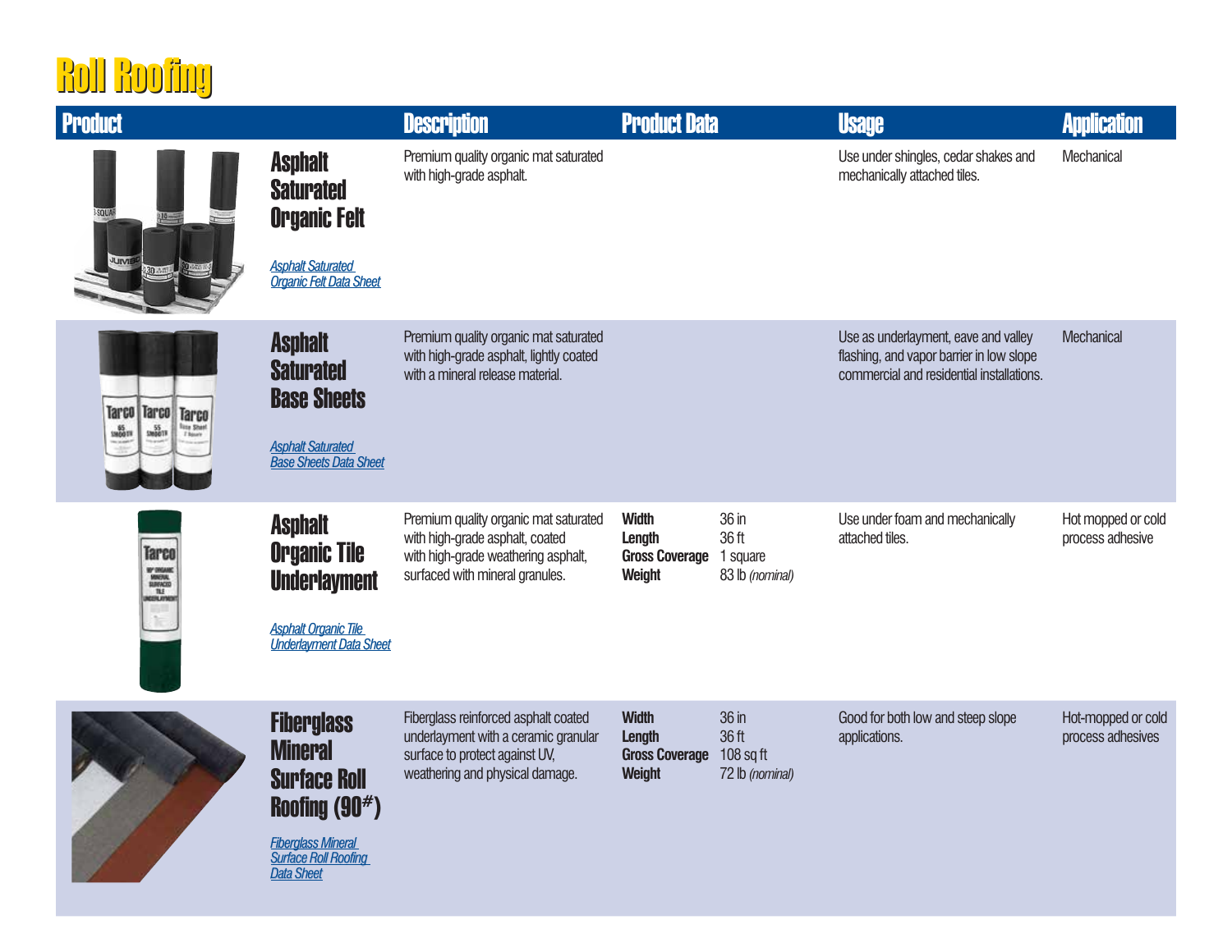# Roll Roofing

| Product | Description | Product Data | Usage | Application |
|---|---|---|---|---|
| **Asphalt Saturated Organic Felt**<br>Asphalt Saturated Organic Felt Data Sheet | Premium quality organic mat saturated with high-grade asphalt. | | Use under shingles, cedar shakes and mechanically attached tiles. | Mechanical |
| **Asphalt Saturated Base Sheets**<br>Asphalt Saturated Base Sheets Data Sheet | Premium quality organic mat saturated with high-grade asphalt, lightly coated with a mineral release material. | | Use as underlayment, eave and valley flashing, and vapor barrier in low slope commercial and residential installations. | Mechanical |
| **Asphalt Organic Tile Underlayment**<br>Asphalt Organic Tile Underlayment Data Sheet | Premium quality organic mat saturated with high-grade asphalt, coated with high-grade weathering asphalt, surfaced with mineral granules. | **Width** 36 in<br>**Length** 36 ft<br>**Gross Coverage** 1 square<br>**Weight** 83 lb *(nominal)* | Use under foam and mechanically attached tiles. | Hot mopped or cold process adhesive |
| **Fiberglass Mineral Surface Roll Roofing (90#)**<br>Fiberglass Mineral Surface Roll Roofing Data Sheet | Fiberglass reinforced asphalt coated underlayment with a ceramic granular surface to protect against UV, weathering and physical damage. | **Width** 36 in<br>**Length** 36 ft<br>**Gross Coverage** 108 sq ft<br>**Weight** 72 lb *(nominal)* | Good for both low and steep slope applications. | Hot-mopped or cold process adhesives |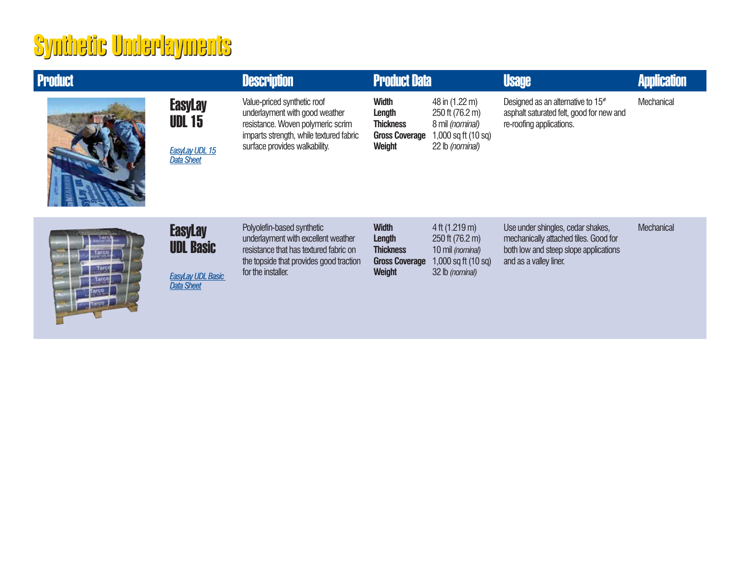# Synthetic Underlayments

| Product | | Description | Product Data | | Usage | Application |
|---|---|---|---|---|---|---|
| | **EasyLay UDL 15**<br>*EasyLay UDL 15 Data Sheet* | Value-priced synthetic roof underlayment with good weather resistance. Woven polymeric scrim imparts strength, while textured fabric surface provides walkability. | **Width**<br>**Length**<br>**Thickness**<br>**Gross Coverage**<br>**Weight** | 48 in (1.22 m)<br>250 ft (76.2 m)<br>8 mil *(nominal)*<br>1,000 sq ft (10 sq)<br>22 lb *(nominal)* | Designed as an alternative to 15# asphalt saturated felt, good for new and re-roofing applications. | Mechanical |
| | **EasyLay UDL Basic**<br>*EasyLay UDL Basic Data Sheet* | Polyolefin-based synthetic underlayment with excellent weather resistance that has textured fabric on the topside that provides good traction for the installer. | **Width**<br>**Length**<br>**Thickness**<br>**Gross Coverage**<br>**Weight** | 4 ft (1.219 m)<br>250 ft (76.2 m)<br>10 mil *(nominal)*<br>1,000 sq ft (10 sq)<br>32 lb *(nominal)* | Use under shingles, cedar shakes, mechanically attached tiles. Good for both low and steep slope applications and as a valley liner. | Mechanical |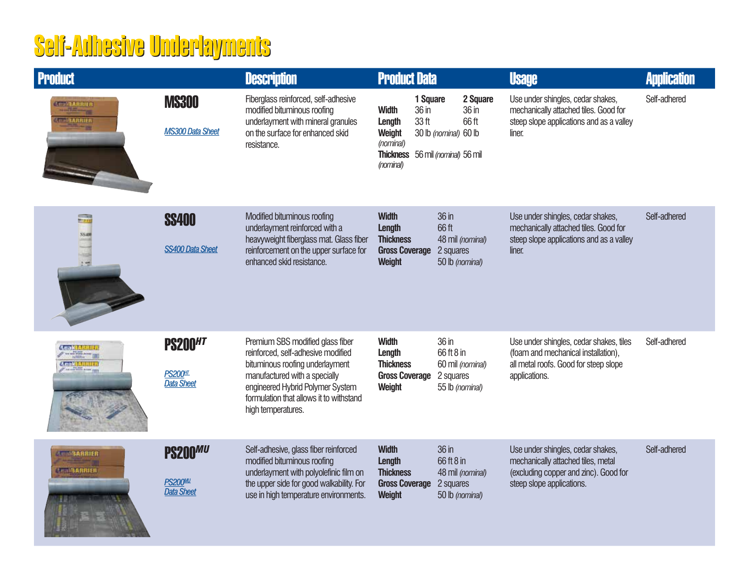# Self-Adhesive Underlayments

| Product | Description | Product Data | Usage | Application |
|---|---|---|---|---|
| **MS300**<br>MS300 Data Sheet | Fiberglass reinforced, self-adhesive modified bituminous roofing underlayment with mineral granules on the surface for enhanced skid resistance. | **1 Square** / **2 Square**<br>**Width** 36 in / 36 in<br>**Length** 33 ft / 66 ft<br>**Weight** *(nominal)* 30 lb *(nominal)* / 60 lb<br>**Thickness** *(nominal)* 56 mil *(nominal)* / 56 mil | Use under shingles, cedar shakes, mechanically attached tiles. Good for steep slope applications and as a valley liner. | Self-adhered |
| **SS400**<br>SS400 Data Sheet | Modified bituminous roofing underlayment reinforced with a heavyweight fiberglass mat. Glass fiber reinforcement on the upper surface for enhanced skid resistance. | **Width** 36 in<br>**Length** 66 ft<br>**Thickness** 48 mil *(nominal)*<br>**Gross Coverage** 2 squares<br>**Weight** 50 lb *(nominal)* | Use under shingles, cedar shakes, mechanically attached tiles. Good for steep slope applications and as a valley liner. | Self-adhered |
| **PS200*HT***<br>PS200HT Data Sheet | Premium SBS modified glass fiber reinforced, self-adhesive modified bituminous roofing underlayment manufactured with a specially engineered Hybrid Polymer System formulation that allows it to withstand high temperatures. | **Width** 36 in<br>**Length** 66 ft 8 in<br>**Thickness** 60 mil *(nominal)*<br>**Gross Coverage** 2 squares<br>**Weight** 55 lb *(nominal)* | Use under shingles, cedar shakes, tiles (foam and mechanical installation), all metal roofs. Good for steep slope applications. | Self-adhered |
| **PS200*MU***<br>PS200MU Data Sheet | Self-adhesive, glass fiber reinforced modified bituminous roofing underlayment with polyolefinic film on the upper side for good walkability. For use in high temperature environments. | **Width** 36 in<br>**Length** 66 ft 8 in<br>**Thickness** 48 mil *(nominal)*<br>**Gross Coverage** 2 squares<br>**Weight** 50 lb *(nominal)* | Use under shingles, cedar shakes, mechanically attached tiles, metal (excluding copper and zinc). Good for steep slope applications. | Self-adhered |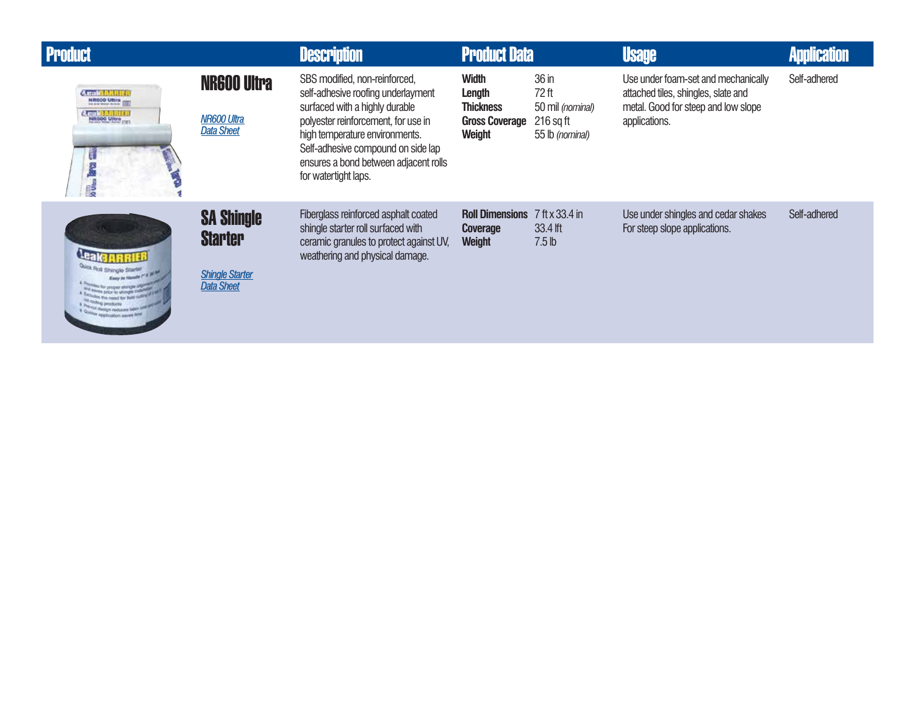| Product | Description | Product Data | Usage | Application |
| --- | --- | --- | --- | --- |
| **NR600 Ultra**<br><br>*NR600 Ultra Data Sheet* | SBS modified, non-reinforced, self-adhesive roofing underlayment surfaced with a highly durable polyester reinforcement, for use in high temperature environments. Self-adhesive compound on side lap ensures a bond between adjacent rolls for watertight laps. | **Width** 36 in<br>**Length** 72 ft<br>**Thickness** 50 mil *(nominal)*<br>**Gross Coverage** 216 sq ft<br>**Weight** 55 lb *(nominal)* | Use under foam-set and mechanically attached tiles, shingles, slate and metal. Good for steep and low slope applications. | Self-adhered |
| **SA Shingle Starter**<br><br>*Shingle Starter Data Sheet* | Fiberglass reinforced asphalt coated shingle starter roll surfaced with ceramic granules to protect against UV, weathering and physical damage. | **Roll Dimensions** 7 ft x 33.4 in<br>**Coverage** 33.4 lft<br>**Weight** 7.5 lb | Use under shingles and cedar shakes For steep slope applications. | Self-adhered |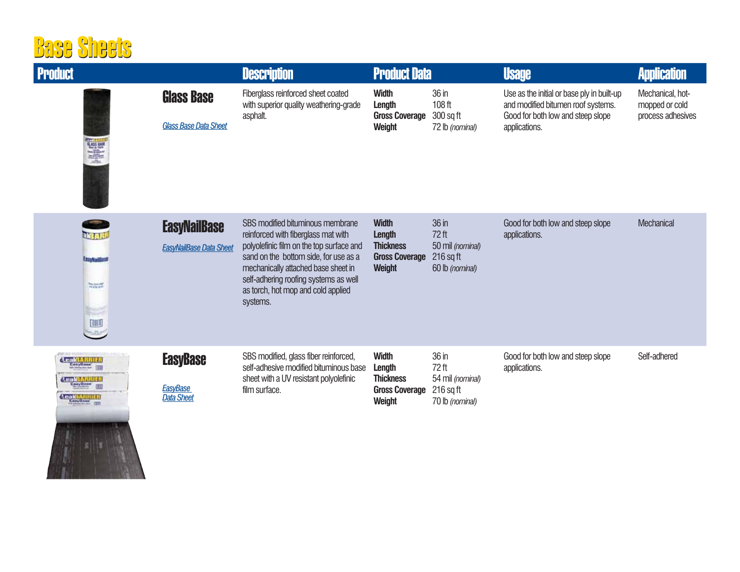# Base Sheets

| Product | | Description | Product Data | | Usage | Application |
|---|---|---|---|---|---|---|
| | **Glass Base**<br>Glass Base Data Sheet | Fiberglass reinforced sheet coated with superior quality weathering-grade asphalt. | **Width**<br>**Length**<br>**Gross Coverage**<br>**Weight** | 36 in<br>108 ft<br>300 sq ft<br>72 lb *(nominal)* | Use as the initial or base ply in built-up and modified bitumen roof systems. Good for both low and steep slope applications. | Mechanical, hot-mopped or cold process adhesives |
| | **EasyNailBase**<br>EasyNailBase Data Sheet | SBS modified bituminous membrane reinforced with fiberglass mat with polyolefinic film on the top surface and sand on the bottom side, for use as a mechanically attached base sheet in self-adhering roofing systems as well as torch, hot mop and cold applied systems. | **Width**<br>**Length**<br>**Thickness**<br>**Gross Coverage**<br>**Weight** | 36 in<br>72 ft<br>50 mil *(nominal)*<br>216 sq ft<br>60 lb *(nominal)* | Good for both low and steep slope applications. | Mechanical |
| | **EasyBase**<br>EasyBase Data Sheet | SBS modified, glass fiber reinforced, self-adhesive modified bituminous base sheet with a UV resistant polyolefinic film surface. | **Width**<br>**Length**<br>**Thickness**<br>**Gross Coverage**<br>**Weight** | 36 in<br>72 ft<br>54 mil *(nominal)*<br>216 sq ft<br>70 lb *(nominal)* | Good for both low and steep slope applications. | Self-adhered |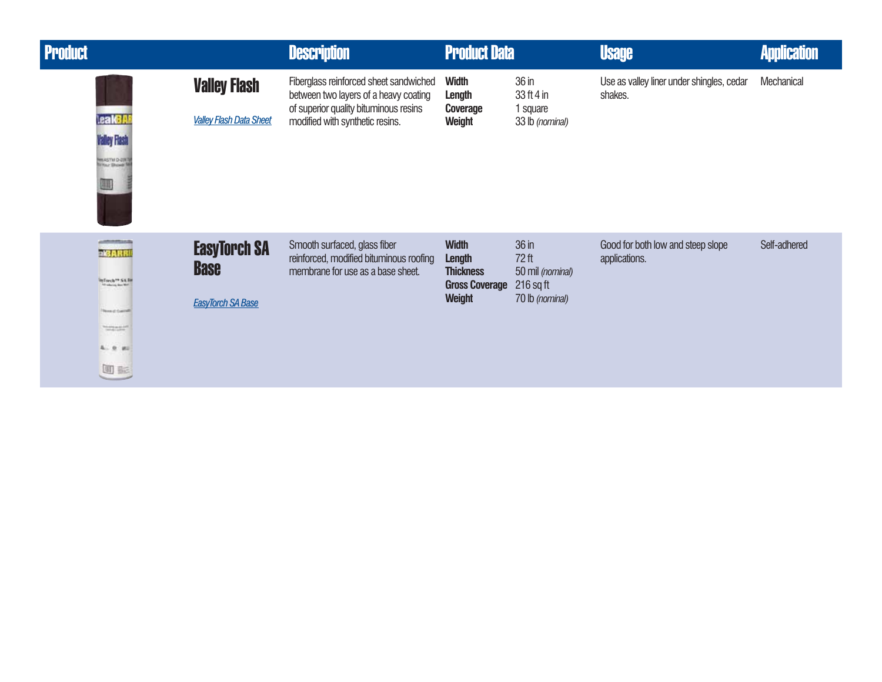| Product | | Description | Product Data | | Usage | Application |
|---|---|---|---|---|---|---|
| | **Valley Flash**<br>[Valley Flash Data Sheet] | Fiberglass reinforced sheet sandwiched between two layers of a heavy coating of superior quality bituminous resins modified with synthetic resins. | **Width**<br>**Length**<br>**Coverage**<br>**Weight** | 36 in<br>33 ft 4 in<br>1 square<br>33 lb *(nominal)* | Use as valley liner under shingles, cedar shakes. | Mechanical |
| | **EasyTorch SA Base**<br>[EasyTorch SA Base] | Smooth surfaced, glass fiber reinforced, modified bituminous roofing membrane for use as a base sheet. | **Width**<br>**Length**<br>**Thickness**<br>**Gross Coverage**<br>**Weight** | 36 in<br>72 ft<br>50 mil *(nominal)*<br>216 sq ft<br>70 lb *(nominal)* | Good for both low and steep slope applications. | Self-adhered |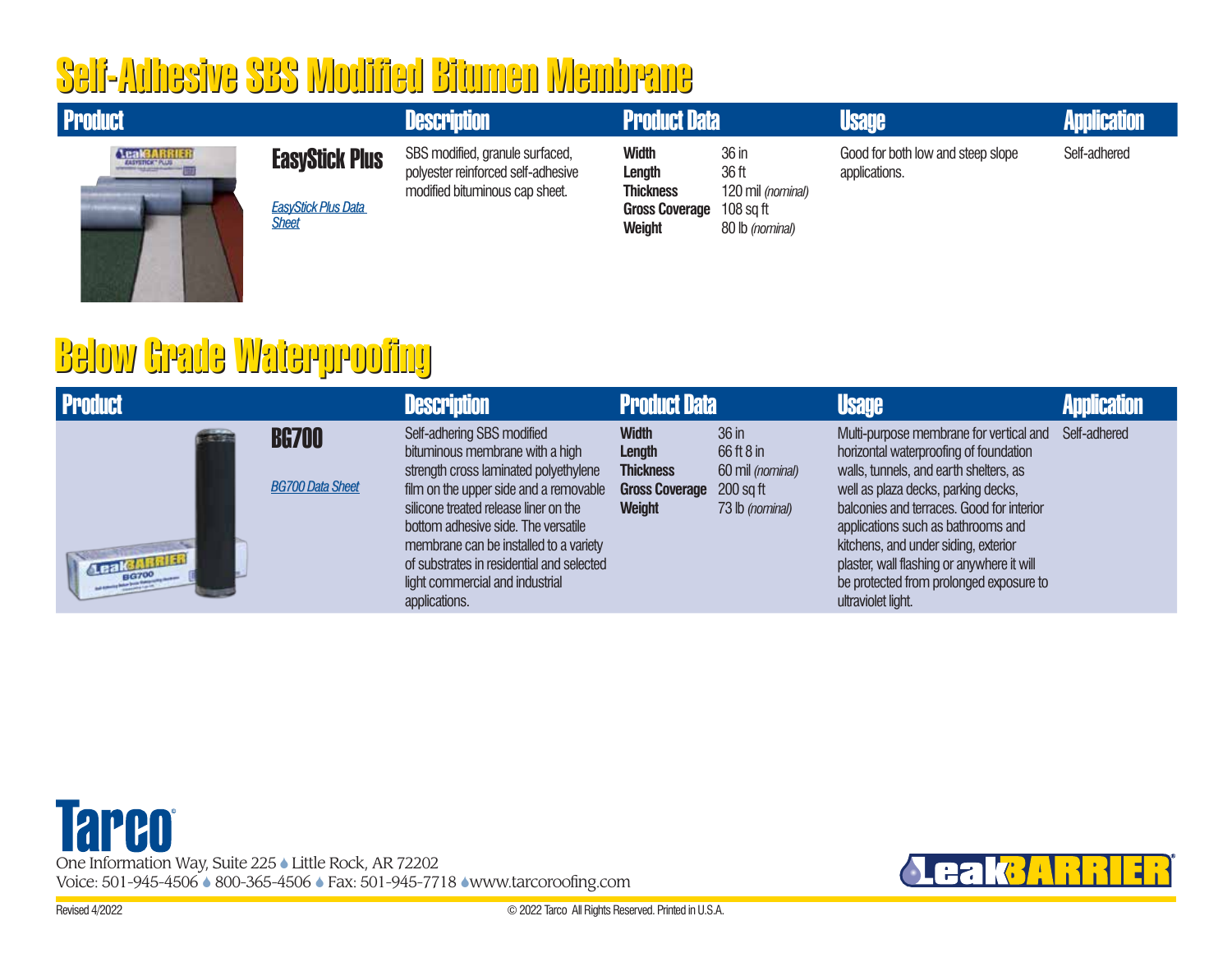# Self-Adhesive SBS Modified Bitumen Membrane

| Product | | Description | Product Data | | Usage | Application |
|---|---|---|---|---|---|---|
| | **EasyStick Plus**<br>*EasyStick Plus Data Sheet* | SBS modified, granule surfaced, polyester reinforced self-adhesive modified bituminous cap sheet. | **Width**<br>**Length**<br>**Thickness**<br>**Gross Coverage**<br>**Weight** | 36 in<br>36 ft<br>120 mil *(nominal)*<br>108 sq ft<br>80 lb *(nominal)* | Good for both low and steep slope applications. | Self-adhered |

# Below Grade Waterproofing

| Product | | Description | Product Data | | Usage | Application |
|---|---|---|---|---|---|---|
| | **BG700**<br>*BG700 Data Sheet* | Self-adhering SBS modified bituminous membrane with a high strength cross laminated polyethylene film on the upper side and a removable silicone treated release liner on the bottom adhesive side. The versatile membrane can be installed to a variety of substrates in residential and selected light commercial and industrial applications. | **Width**<br>**Length**<br>**Thickness**<br>**Gross Coverage**<br>**Weight** | 36 in<br>66 ft 8 in<br>60 mil *(nominal)*<br>200 sq ft<br>73 lb *(nominal)* | Multi-purpose membrane for vertical and horizontal waterproofing of foundation walls, tunnels, and earth shelters, as well as plaza decks, parking decks, balconies and terraces. Good for interior applications such as bathrooms and kitchens, and under siding, exterior plaster, wall flashing or anywhere it will be protected from prolonged exposure to ultraviolet light. | Self-adhered |

**Tarco**®

One Information Way, Suite 225 ♦ Little Rock, AR 72202
Voice: 501-945-4506 ♦ 800-365-4506 ♦ Fax: 501-945-7718 ♦www.tarcoroofing.com

LeakBARRIER®

Revised 4/2022

© 2022 Tarco All Rights Reserved. Printed in U.S.A.